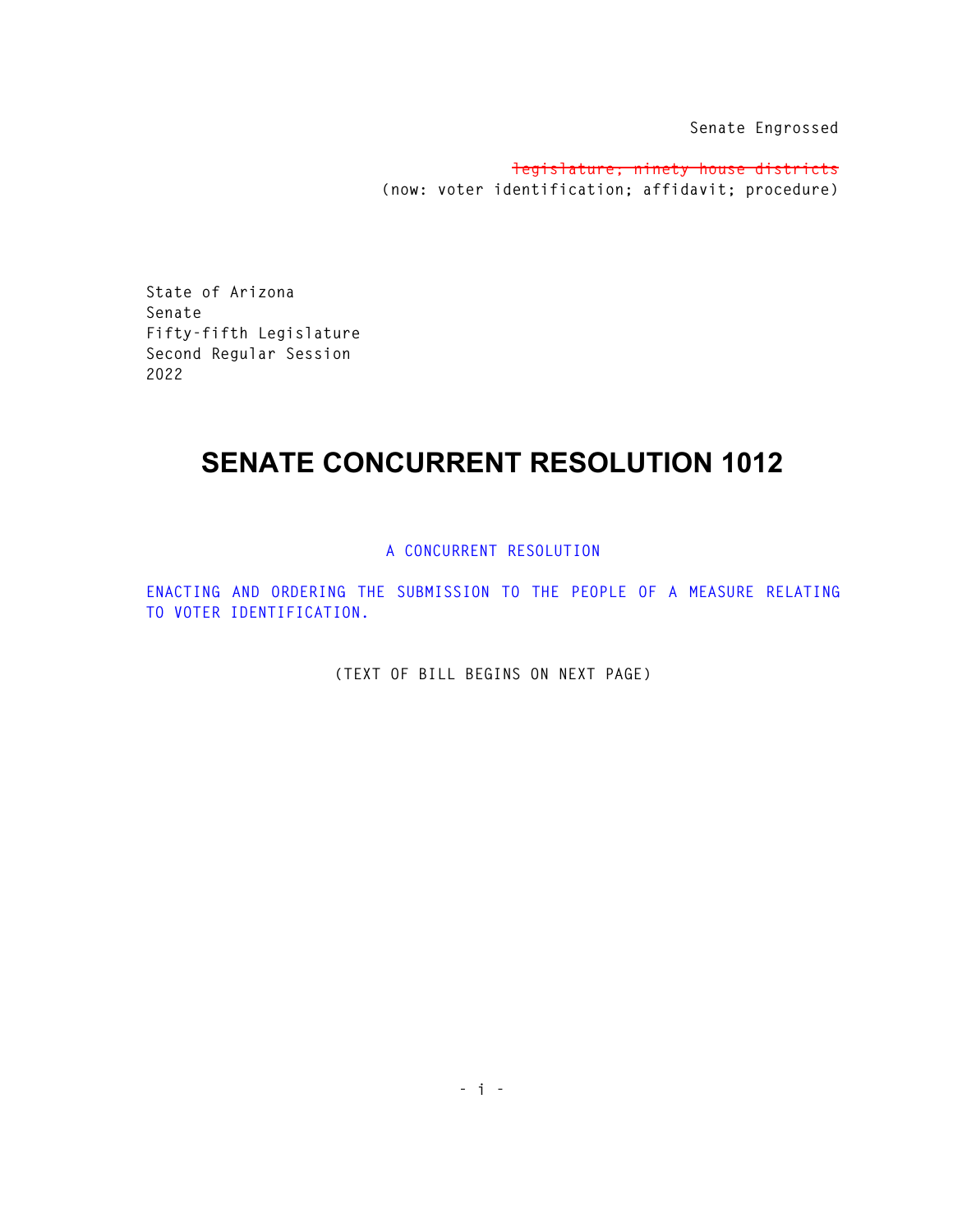Senate Engrossed

~~legislature; ninety house districts~~
(now: voter identification; affidavit; procedure)

State of Arizona
Senate
Fifty-fifth Legislature
Second Regular Session
2022

# SENATE CONCURRENT RESOLUTION 1012

A CONCURRENT RESOLUTION

ENACTING AND ORDERING THE SUBMISSION TO THE PEOPLE OF A MEASURE RELATING TO VOTER IDENTIFICATION.

(TEXT OF BILL BEGINS ON NEXT PAGE)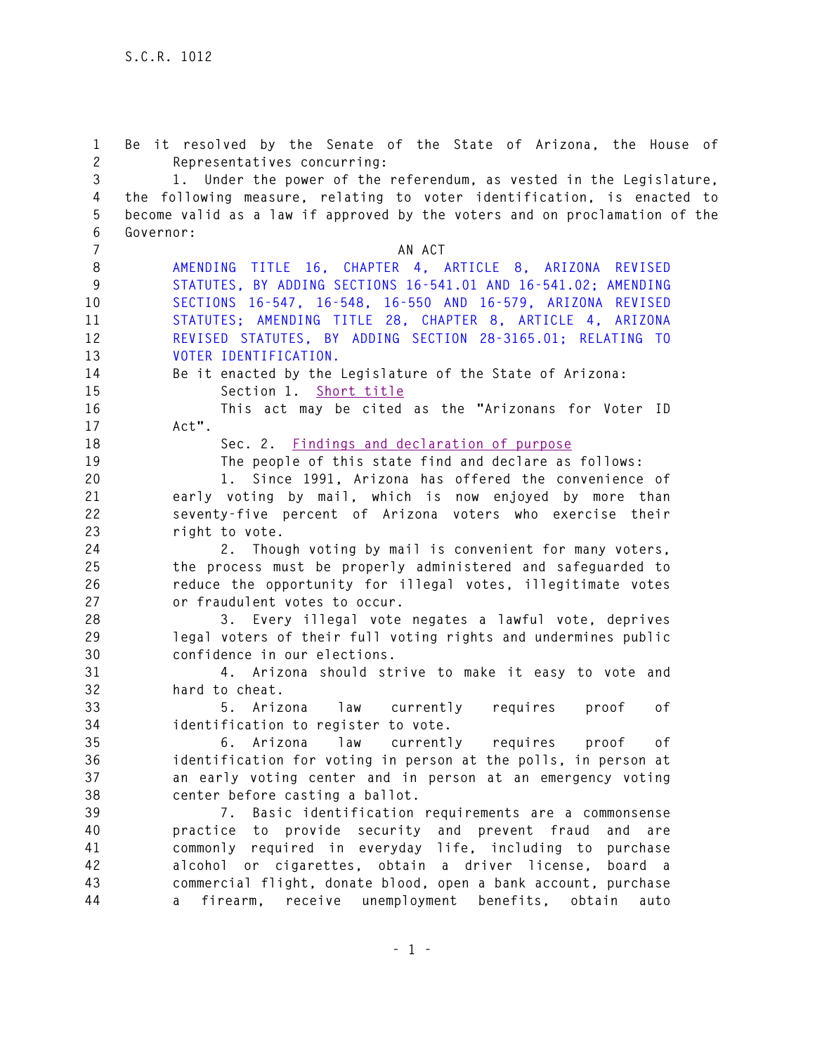Be it resolved by the Senate of the State of Arizona, the House of Representatives concurring:

1. Under the power of the referendum, as vested in the Legislature, the following measure, relating to voter identification, is enacted to become valid as a law if approved by the voters and on proclamation of the Governor:

AN ACT

AMENDING TITLE 16, CHAPTER 4, ARTICLE 8, ARIZONA REVISED STATUTES, BY ADDING SECTIONS 16-541.01 AND 16-541.02; AMENDING SECTIONS 16-547, 16-548, 16-550 AND 16-579, ARIZONA REVISED STATUTES; AMENDING TITLE 28, CHAPTER 8, ARTICLE 4, ARIZONA REVISED STATUTES, BY ADDING SECTION 28-3165.01; RELATING TO VOTER IDENTIFICATION.

Be it enacted by the Legislature of the State of Arizona:

Section 1. Short title

This act may be cited as the "Arizonans for Voter ID Act".

Sec. 2. Findings and declaration of purpose

The people of this state find and declare as follows:

1. Since 1991, Arizona has offered the convenience of early voting by mail, which is now enjoyed by more than seventy-five percent of Arizona voters who exercise their right to vote.

2. Though voting by mail is convenient for many voters, the process must be properly administered and safeguarded to reduce the opportunity for illegal votes, illegitimate votes or fraudulent votes to occur.

3. Every illegal vote negates a lawful vote, deprives legal voters of their full voting rights and undermines public confidence in our elections.

4. Arizona should strive to make it easy to vote and hard to cheat.

5. Arizona law currently requires proof of identification to register to vote.

6. Arizona law currently requires proof of identification for voting in person at the polls, in person at an early voting center and in person at an emergency voting center before casting a ballot.

7. Basic identification requirements are a commonsense practice to provide security and prevent fraud and are commonly required in everyday life, including to purchase alcohol or cigarettes, obtain a driver license, board a commercial flight, donate blood, open a bank account, purchase a firearm, receive unemployment benefits, obtain auto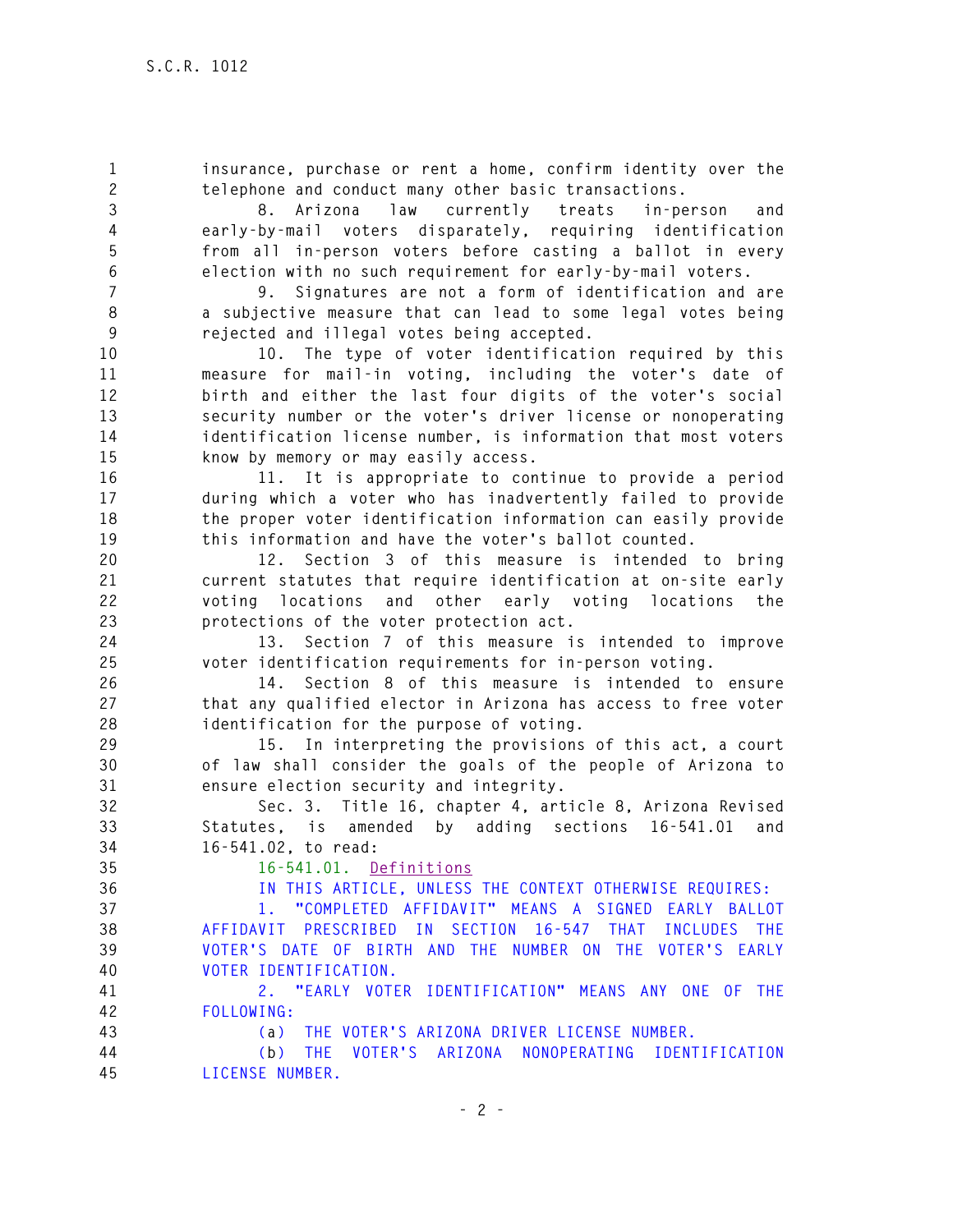insurance, purchase or rent a home, confirm identity over the telephone and conduct many other basic transactions.

8. Arizona law currently treats in-person and early-by-mail voters disparately, requiring identification from all in-person voters before casting a ballot in every election with no such requirement for early-by-mail voters.

9. Signatures are not a form of identification and are a subjective measure that can lead to some legal votes being rejected and illegal votes being accepted.

10. The type of voter identification required by this measure for mail-in voting, including the voter's date of birth and either the last four digits of the voter's social security number or the voter's driver license or nonoperating identification license number, is information that most voters know by memory or may easily access.

11. It is appropriate to continue to provide a period during which a voter who has inadvertently failed to provide the proper voter identification information can easily provide this information and have the voter's ballot counted.

12. Section 3 of this measure is intended to bring current statutes that require identification at on-site early voting locations and other early voting locations the protections of the voter protection act.

13. Section 7 of this measure is intended to improve voter identification requirements for in-person voting.

14. Section 8 of this measure is intended to ensure that any qualified elector in Arizona has access to free voter identification for the purpose of voting.

15. In interpreting the provisions of this act, a court of law shall consider the goals of the people of Arizona to ensure election security and integrity.

Sec. 3. Title 16, chapter 4, article 8, Arizona Revised Statutes, is amended by adding sections 16-541.01 and 16-541.02, to read:

16-541.01. Definitions

IN THIS ARTICLE, UNLESS THE CONTEXT OTHERWISE REQUIRES:

1. "COMPLETED AFFIDAVIT" MEANS A SIGNED EARLY BALLOT AFFIDAVIT PRESCRIBED IN SECTION 16-547 THAT INCLUDES THE VOTER'S DATE OF BIRTH AND THE NUMBER ON THE VOTER'S EARLY VOTER IDENTIFICATION.

2. "EARLY VOTER IDENTIFICATION" MEANS ANY ONE OF THE FOLLOWING:

(a) THE VOTER'S ARIZONA DRIVER LICENSE NUMBER.

(b) THE VOTER'S ARIZONA NONOPERATING IDENTIFICATION LICENSE NUMBER.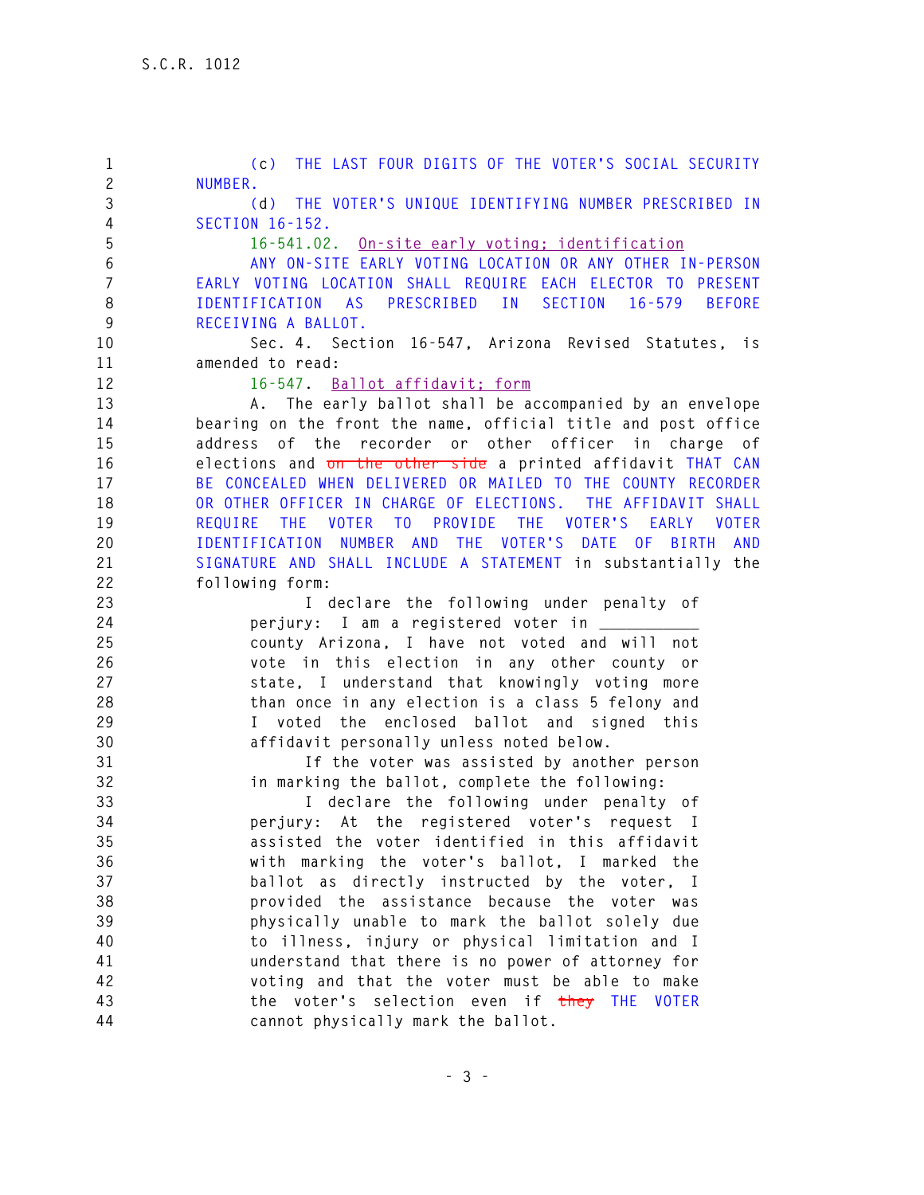(c) THE LAST FOUR DIGITS OF THE VOTER'S SOCIAL SECURITY NUMBER.

(d) THE VOTER'S UNIQUE IDENTIFYING NUMBER PRESCRIBED IN SECTION 16-152.

16-541.02. On-site early voting; identification

ANY ON-SITE EARLY VOTING LOCATION OR ANY OTHER IN-PERSON EARLY VOTING LOCATION SHALL REQUIRE EACH ELECTOR TO PRESENT IDENTIFICATION AS PRESCRIBED IN SECTION 16-579 BEFORE RECEIVING A BALLOT.

Sec. 4. Section 16-547, Arizona Revised Statutes, is amended to read:

16-547. Ballot affidavit; form

A. The early ballot shall be accompanied by an envelope bearing on the front the name, official title and post office address of the recorder or other officer in charge of elections and ~~on the other side~~ a printed affidavit THAT CAN BE CONCEALED WHEN DELIVERED OR MAILED TO THE COUNTY RECORDER OR OTHER OFFICER IN CHARGE OF ELECTIONS. THE AFFIDAVIT SHALL REQUIRE THE VOTER TO PROVIDE THE VOTER'S EARLY VOTER IDENTIFICATION NUMBER AND THE VOTER'S DATE OF BIRTH AND SIGNATURE AND SHALL INCLUDE A STATEMENT in substantially the following form:

> I declare the following under penalty of perjury: I am a registered voter in \_\_\_\_\_\_\_\_\_\_\_ county Arizona, I have not voted and will not vote in this election in any other county or state, I understand that knowingly voting more than once in any election is a class 5 felony and I voted the enclosed ballot and signed this affidavit personally unless noted below.
>
> If the voter was assisted by another person in marking the ballot, complete the following:
>
> I declare the following under penalty of perjury: At the registered voter's request I assisted the voter identified in this affidavit with marking the voter's ballot, I marked the ballot as directly instructed by the voter, I provided the assistance because the voter was physically unable to mark the ballot solely due to illness, injury or physical limitation and I understand that there is no power of attorney for voting and that the voter must be able to make the voter's selection even if ~~they~~ THE VOTER cannot physically mark the ballot.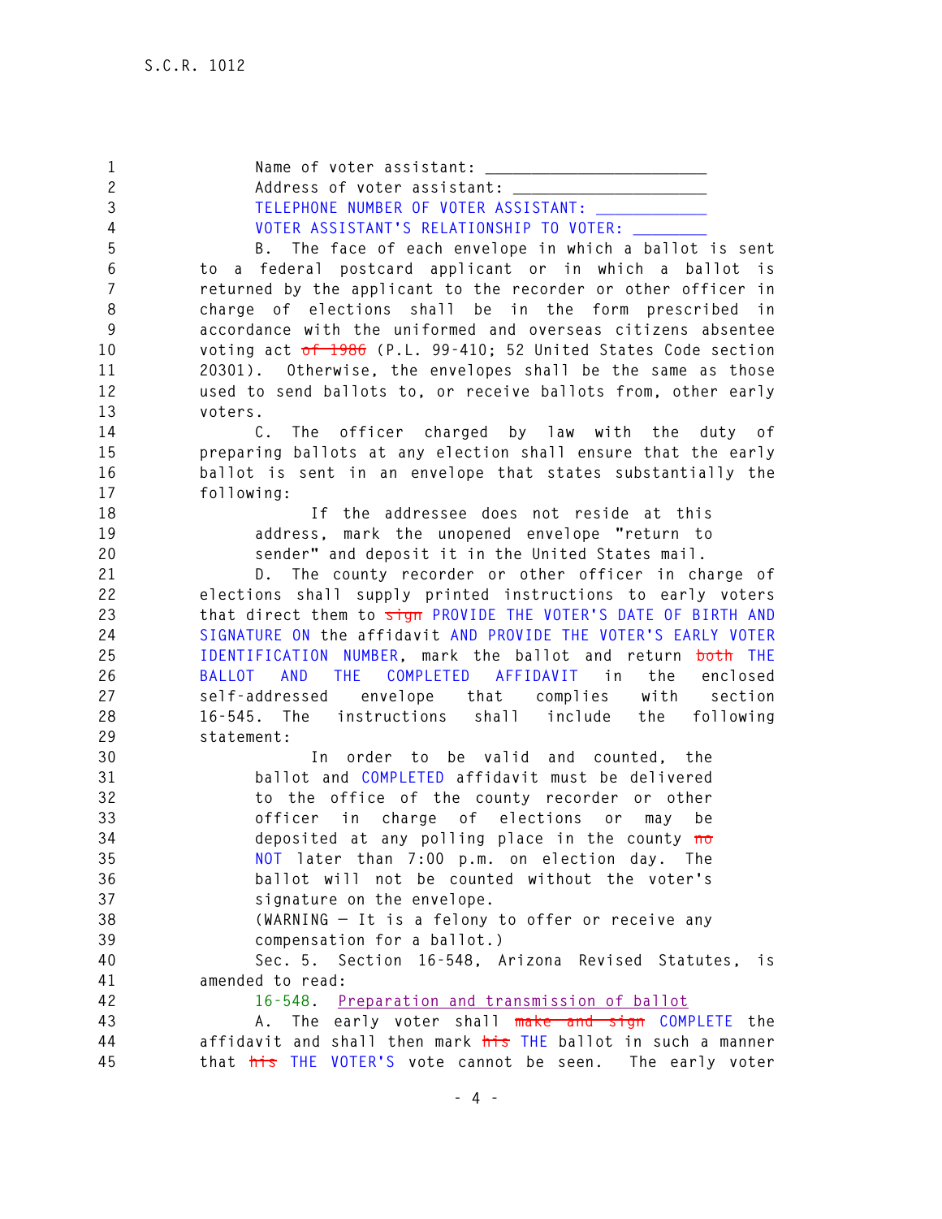Name of voter assistant: ________________________

Address of voter assistant: _____________________

TELEPHONE NUMBER OF VOTER ASSISTANT: ____________

VOTER ASSISTANT'S RELATIONSHIP TO VOTER: ________

B. The face of each envelope in which a ballot is sent to a federal postcard applicant or in which a ballot is returned by the applicant to the recorder or other officer in charge of elections shall be in the form prescribed in accordance with the uniformed and overseas citizens absentee voting act ~~of 1986~~ (P.L. 99-410; 52 United States Code section 20301). Otherwise, the envelopes shall be the same as those used to send ballots to, or receive ballots from, other early voters.

C. The officer charged by law with the duty of preparing ballots at any election shall ensure that the early ballot is sent in an envelope that states substantially the following:

> If the addressee does not reside at this address, mark the unopened envelope "return to sender" and deposit it in the United States mail.

D. The county recorder or other officer in charge of elections shall supply printed instructions to early voters that direct them to ~~sign~~ PROVIDE THE VOTER'S DATE OF BIRTH AND SIGNATURE ON the affidavit AND PROVIDE THE VOTER'S EARLY VOTER IDENTIFICATION NUMBER, mark the ballot and return ~~both~~ THE BALLOT AND THE COMPLETED AFFIDAVIT in the enclosed self-addressed envelope that complies with section 16-545. The instructions shall include the following statement:

> In order to be valid and counted, the ballot and COMPLETED affidavit must be delivered to the office of the county recorder or other officer in charge of elections or may be deposited at any polling place in the county ~~no~~ NOT later than 7:00 p.m. on election day. The ballot will not be counted without the voter's signature on the envelope.
>
> (WARNING — It is a felony to offer or receive any compensation for a ballot.)

Sec. 5. Section 16-548, Arizona Revised Statutes, is amended to read:

16-548. Preparation and transmission of ballot

A. The early voter shall ~~make and sign~~ COMPLETE the affidavit and shall then mark ~~his~~ THE ballot in such a manner that ~~his~~ THE VOTER'S vote cannot be seen. The early voter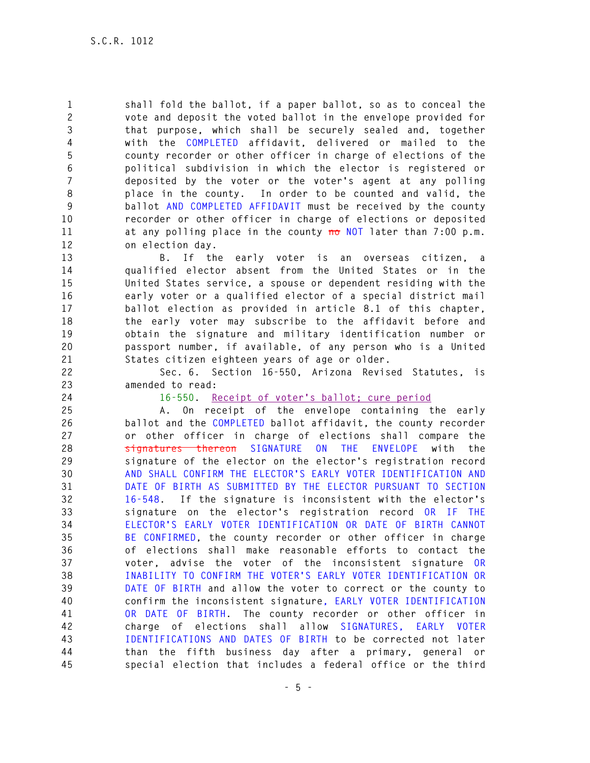shall fold the ballot, if a paper ballot, so as to conceal the vote and deposit the voted ballot in the envelope provided for that purpose, which shall be securely sealed and, together with the COMPLETED affidavit, delivered or mailed to the county recorder or other officer in charge of elections of the political subdivision in which the elector is registered or deposited by the voter or the voter's agent at any polling place in the county. In order to be counted and valid, the ballot AND COMPLETED AFFIDAVIT must be received by the county recorder or other officer in charge of elections or deposited at any polling place in the county ~~no~~ NOT later than 7:00 p.m. on election day.

B. If the early voter is an overseas citizen, a qualified elector absent from the United States or in the United States service, a spouse or dependent residing with the early voter or a qualified elector of a special district mail ballot election as provided in article 8.1 of this chapter, the early voter may subscribe to the affidavit before and obtain the signature and military identification number or passport number, if available, of any person who is a United States citizen eighteen years of age or older.

Sec. 6. Section 16-550, Arizona Revised Statutes, is amended to read:

16-550. Receipt of voter's ballot; cure period

A. On receipt of the envelope containing the early ballot and the COMPLETED ballot affidavit, the county recorder or other officer in charge of elections shall compare the ~~signatures thereon~~ SIGNATURE ON THE ENVELOPE with the signature of the elector on the elector's registration record AND SHALL CONFIRM THE ELECTOR'S EARLY VOTER IDENTIFICATION AND DATE OF BIRTH AS SUBMITTED BY THE ELECTOR PURSUANT TO SECTION 16-548. If the signature is inconsistent with the elector's signature on the elector's registration record OR IF THE ELECTOR'S EARLY VOTER IDENTIFICATION OR DATE OF BIRTH CANNOT BE CONFIRMED, the county recorder or other officer in charge of elections shall make reasonable efforts to contact the voter, advise the voter of the inconsistent signature OR INABILITY TO CONFIRM THE VOTER'S EARLY VOTER IDENTIFICATION OR DATE OF BIRTH and allow the voter to correct or the county to confirm the inconsistent signature, EARLY VOTER IDENTIFICATION OR DATE OF BIRTH. The county recorder or other officer in charge of elections shall allow SIGNATURES, EARLY VOTER IDENTIFICATIONS AND DATES OF BIRTH to be corrected not later than the fifth business day after a primary, general or special election that includes a federal office or the third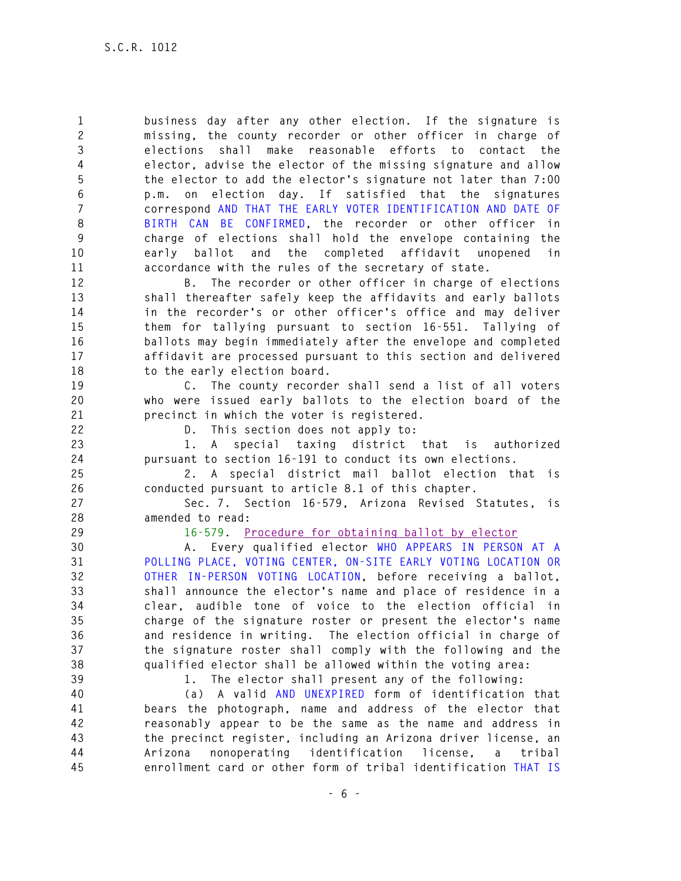business day after any other election. If the signature is missing, the county recorder or other officer in charge of elections shall make reasonable efforts to contact the elector, advise the elector of the missing signature and allow the elector to add the elector's signature not later than 7:00 p.m. on election day. If satisfied that the signatures correspond AND THAT THE EARLY VOTER IDENTIFICATION AND DATE OF BIRTH CAN BE CONFIRMED, the recorder or other officer in charge of elections shall hold the envelope containing the early ballot and the completed affidavit unopened in accordance with the rules of the secretary of state.

B. The recorder or other officer in charge of elections shall thereafter safely keep the affidavits and early ballots in the recorder's or other officer's office and may deliver them for tallying pursuant to section 16-551. Tallying of ballots may begin immediately after the envelope and completed affidavit are processed pursuant to this section and delivered to the early election board.

C. The county recorder shall send a list of all voters who were issued early ballots to the election board of the precinct in which the voter is registered.

D. This section does not apply to:

1. A special taxing district that is authorized pursuant to section 16-191 to conduct its own elections.

2. A special district mail ballot election that is conducted pursuant to article 8.1 of this chapter.

Sec. 7. Section 16-579, Arizona Revised Statutes, is amended to read:

16-579. Procedure for obtaining ballot by elector

A. Every qualified elector WHO APPEARS IN PERSON AT A POLLING PLACE, VOTING CENTER, ON-SITE EARLY VOTING LOCATION OR OTHER IN-PERSON VOTING LOCATION, before receiving a ballot, shall announce the elector's name and place of residence in a clear, audible tone of voice to the election official in charge of the signature roster or present the elector's name and residence in writing. The election official in charge of the signature roster shall comply with the following and the qualified elector shall be allowed within the voting area:

1. The elector shall present any of the following:

(a) A valid AND UNEXPIRED form of identification that bears the photograph, name and address of the elector that reasonably appear to be the same as the name and address in the precinct register, including an Arizona driver license, an Arizona nonoperating identification license, a tribal enrollment card or other form of tribal identification THAT IS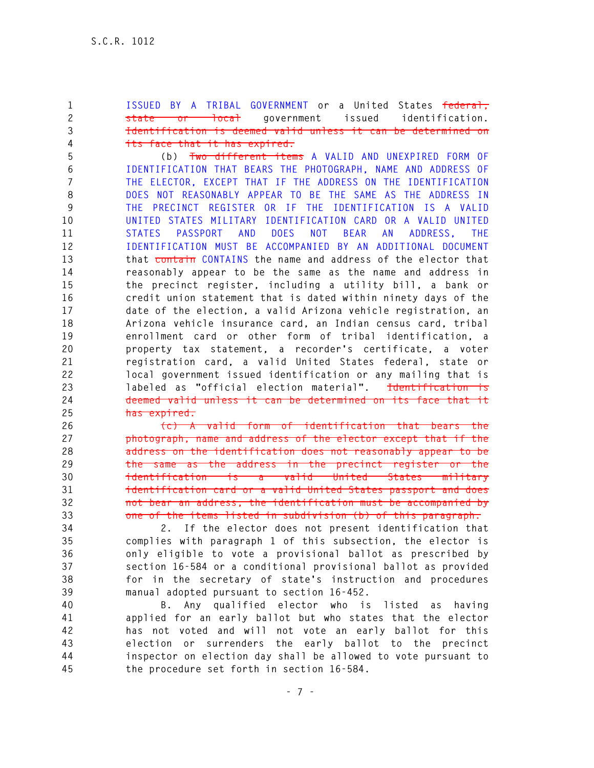ISSUED BY A TRIBAL GOVERNMENT or a United States ~~federal, state or local~~ government issued identification. ~~Identification is deemed valid unless it can be determined on its face that it has expired.~~

(b) ~~Two different items~~ A VALID AND UNEXPIRED FORM OF IDENTIFICATION THAT BEARS THE PHOTOGRAPH, NAME AND ADDRESS OF THE ELECTOR, EXCEPT THAT IF THE ADDRESS ON THE IDENTIFICATION DOES NOT REASONABLY APPEAR TO BE THE SAME AS THE ADDRESS IN THE PRECINCT REGISTER OR IF THE IDENTIFICATION IS A VALID UNITED STATES MILITARY IDENTIFICATION CARD OR A VALID UNITED STATES PASSPORT AND DOES NOT BEAR AN ADDRESS, THE IDENTIFICATION MUST BE ACCOMPANIED BY AN ADDITIONAL DOCUMENT that ~~contain~~ CONTAINS the name and address of the elector that reasonably appear to be the same as the name and address in the precinct register, including a utility bill, a bank or credit union statement that is dated within ninety days of the date of the election, a valid Arizona vehicle registration, an Arizona vehicle insurance card, an Indian census card, tribal enrollment card or other form of tribal identification, a property tax statement, a recorder's certificate, a voter registration card, a valid United States federal, state or local government issued identification or any mailing that is labeled as "official election material". ~~Identification is deemed valid unless it can be determined on its face that it has expired.~~

~~(c) A valid form of identification that bears the photograph, name and address of the elector except that if the address on the identification does not reasonably appear to be the same as the address in the precinct register or the identification is a valid United States military identification card or a valid United States passport and does not bear an address, the identification must be accompanied by one of the items listed in subdivision (b) of this paragraph.~~

2. If the elector does not present identification that complies with paragraph 1 of this subsection, the elector is only eligible to vote a provisional ballot as prescribed by section 16-584 or a conditional provisional ballot as provided for in the secretary of state's instruction and procedures manual adopted pursuant to section 16-452.

B. Any qualified elector who is listed as having applied for an early ballot but who states that the elector has not voted and will not vote an early ballot for this election or surrenders the early ballot to the precinct inspector on election day shall be allowed to vote pursuant to the procedure set forth in section 16-584.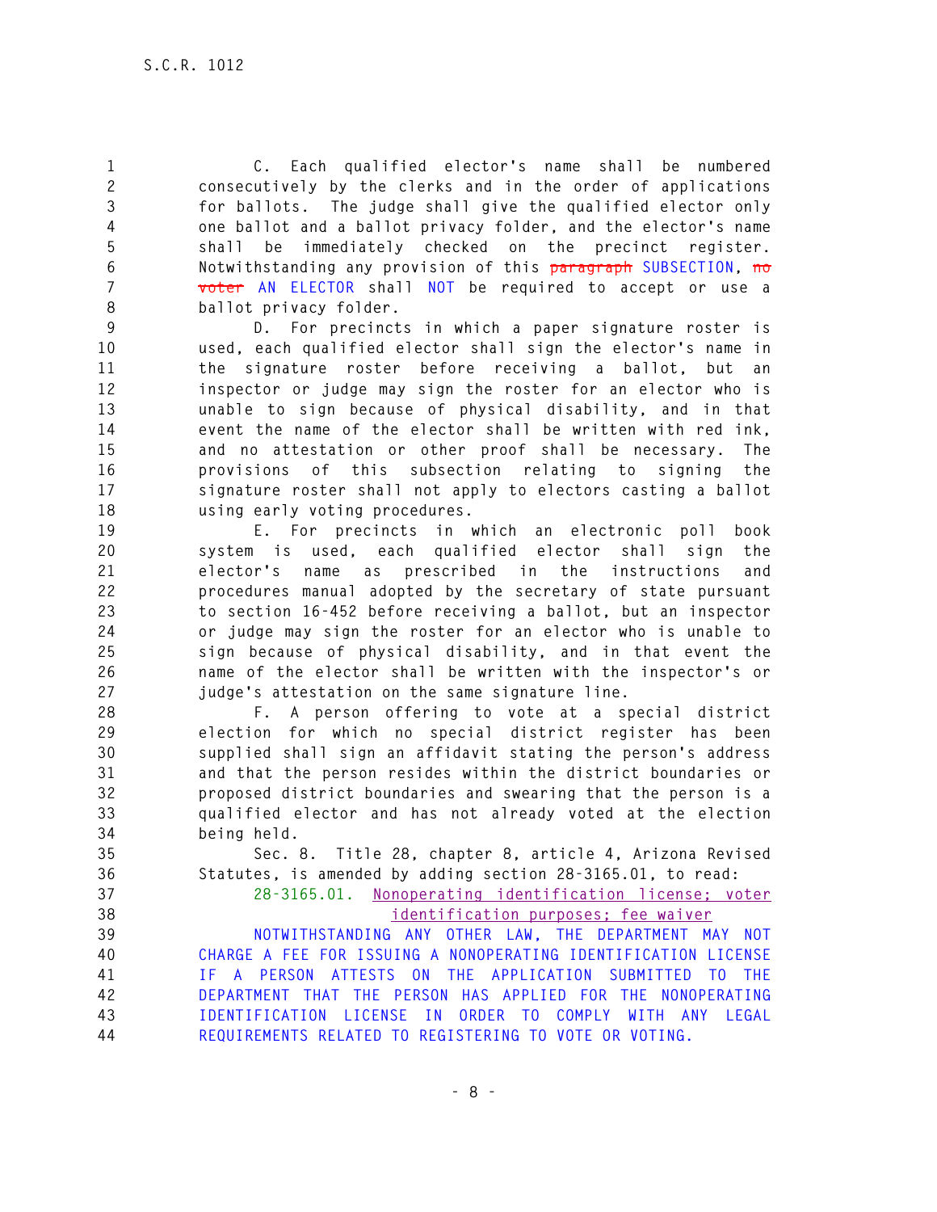C. Each qualified elector's name shall be numbered consecutively by the clerks and in the order of applications for ballots. The judge shall give the qualified elector only one ballot and a ballot privacy folder, and the elector's name shall be immediately checked on the precinct register. Notwithstanding any provision of this ~~paragraph~~ SUBSECTION, ~~no voter~~ AN ELECTOR shall NOT be required to accept or use a ballot privacy folder.

D. For precincts in which a paper signature roster is used, each qualified elector shall sign the elector's name in the signature roster before receiving a ballot, but an inspector or judge may sign the roster for an elector who is unable to sign because of physical disability, and in that event the name of the elector shall be written with red ink, and no attestation or other proof shall be necessary. The provisions of this subsection relating to signing the signature roster shall not apply to electors casting a ballot using early voting procedures.

E. For precincts in which an electronic poll book system is used, each qualified elector shall sign the elector's name as prescribed in the instructions and procedures manual adopted by the secretary of state pursuant to section 16-452 before receiving a ballot, but an inspector or judge may sign the roster for an elector who is unable to sign because of physical disability, and in that event the name of the elector shall be written with the inspector's or judge's attestation on the same signature line.

F. A person offering to vote at a special district election for which no special district register has been supplied shall sign an affidavit stating the person's address and that the person resides within the district boundaries or proposed district boundaries and swearing that the person is a qualified elector and has not already voted at the election being held.

Sec. 8. Title 28, chapter 8, article 4, Arizona Revised Statutes, is amended by adding section 28-3165.01, to read:

28-3165.01. Nonoperating identification license; voter identification purposes; fee waiver

NOTWITHSTANDING ANY OTHER LAW, THE DEPARTMENT MAY NOT CHARGE A FEE FOR ISSUING A NONOPERATING IDENTIFICATION LICENSE IF A PERSON ATTESTS ON THE APPLICATION SUBMITTED TO THE DEPARTMENT THAT THE PERSON HAS APPLIED FOR THE NONOPERATING IDENTIFICATION LICENSE IN ORDER TO COMPLY WITH ANY LEGAL REQUIREMENTS RELATED TO REGISTERING TO VOTE OR VOTING.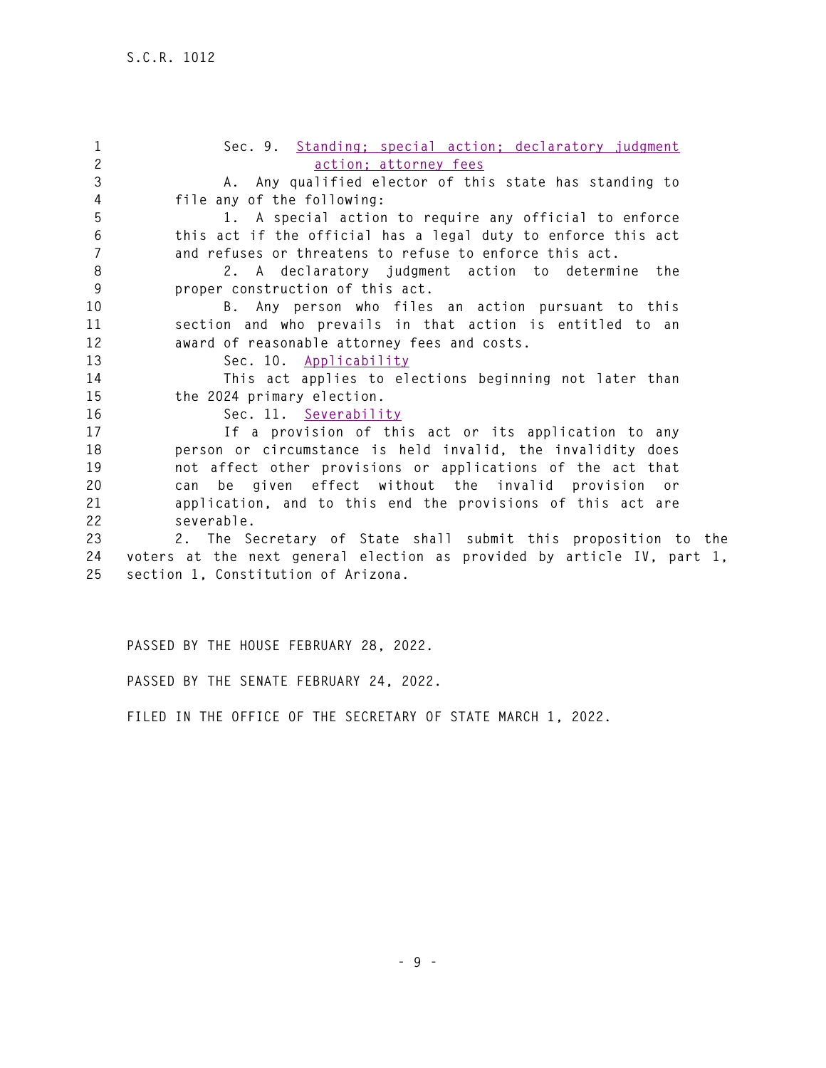Sec. 9. Standing; special action; declaratory judgment action; attorney fees

A. Any qualified elector of this state has standing to file any of the following:

1. A special action to require any official to enforce this act if the official has a legal duty to enforce this act and refuses or threatens to refuse to enforce this act.

2. A declaratory judgment action to determine the proper construction of this act.

B. Any person who files an action pursuant to this section and who prevails in that action is entitled to an award of reasonable attorney fees and costs.

Sec. 10. Applicability

This act applies to elections beginning not later than the 2024 primary election.

Sec. 11. Severability

If a provision of this act or its application to any person or circumstance is held invalid, the invalidity does not affect other provisions or applications of the act that can be given effect without the invalid provision or application, and to this end the provisions of this act are severable.

2. The Secretary of State shall submit this proposition to the voters at the next general election as provided by article IV, part 1, section 1, Constitution of Arizona.

PASSED BY THE HOUSE FEBRUARY 28, 2022.

PASSED BY THE SENATE FEBRUARY 24, 2022.

FILED IN THE OFFICE OF THE SECRETARY OF STATE MARCH 1, 2022.